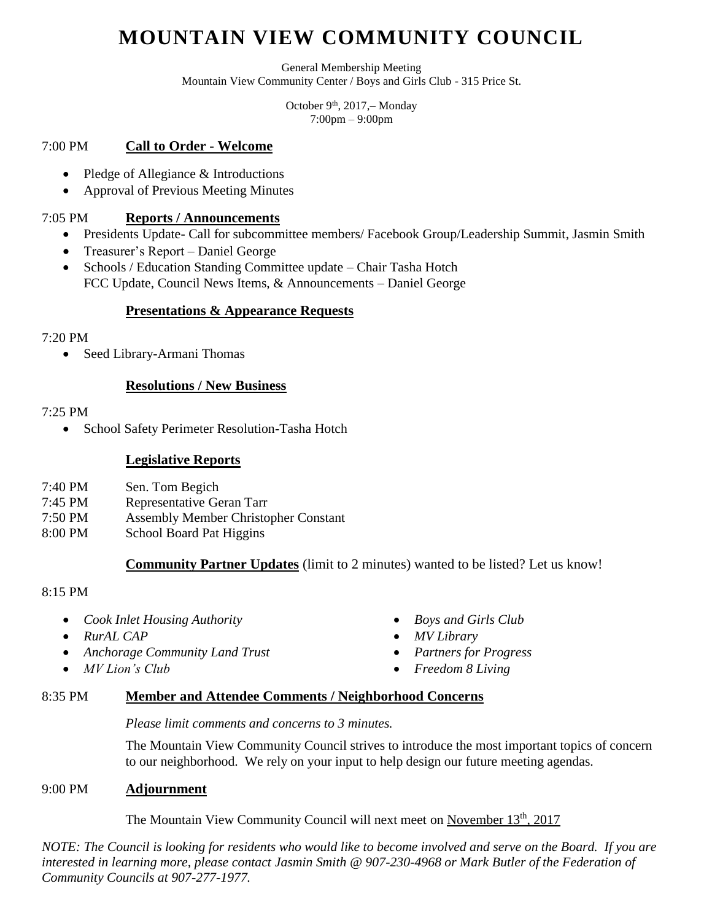# MOUNTAIN VIEW COMMUNITY COUNCIL

General Membership Meeting
Mountain View Community Center / Boys and Girls Club - 315 Price St.

October 9th, 2017,– Monday
7:00pm – 9:00pm

7:00 PM **Call to Order - Welcome**

- Pledge of Allegiance & Introductions
- Approval of Previous Meeting Minutes

7:05 PM **Reports / Announcements**

- Presidents Update- Call for subcommittee members/ Facebook Group/Leadership Summit, Jasmin Smith
- Treasurer's Report – Daniel George
- Schools / Education Standing Committee update – Chair Tasha Hotch
  FCC Update, Council News Items, & Announcements – Daniel George

**Presentations & Appearance Requests**

7:20 PM

- Seed Library-Armani Thomas

**Resolutions / New Business**

7:25 PM

- School Safety Perimeter Resolution-Tasha Hotch

**Legislative Reports**

7:40 PM Sen. Tom Begich
7:45 PM Representative Geran Tarr
7:50 PM Assembly Member Christopher Constant
8:00 PM School Board Pat Higgins

**Community Partner Updates** (limit to 2 minutes) wanted to be listed? Let us know!

8:15 PM

- *Cook Inlet Housing Authority*
- *RurAL CAP*
- *Anchorage Community Land Trust*
- *MV Lion's Club*
- *Boys and Girls Club*
- *MV Library*
- *Partners for Progress*
- *Freedom 8 Living*

8:35 PM **Member and Attendee Comments / Neighborhood Concerns**

*Please limit comments and concerns to 3 minutes.*

The Mountain View Community Council strives to introduce the most important topics of concern to our neighborhood. We rely on your input to help design our future meeting agendas.

9:00 PM **Adjournment**

The Mountain View Community Council will next meet on November 13th, 2017

*NOTE: The Council is looking for residents who would like to become involved and serve on the Board. If you are interested in learning more, please contact Jasmin Smith @ 907-230-4968 or Mark Butler of the Federation of Community Councils at 907-277-1977.*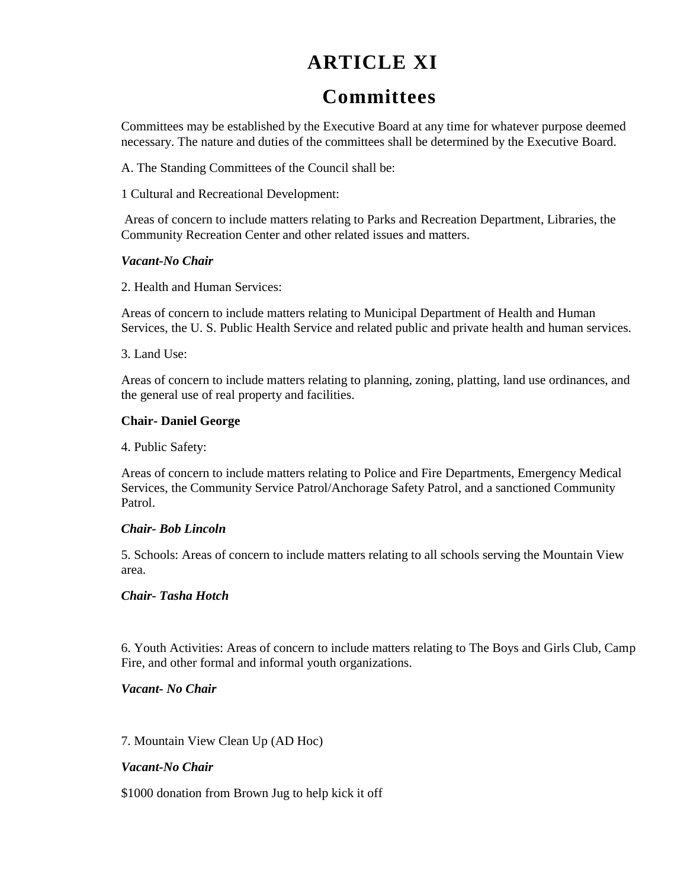# ARTICLE XI

# Committees

Committees may be established by the Executive Board at any time for whatever purpose deemed necessary. The nature and duties of the committees shall be determined by the Executive Board.

A. The Standing Committees of the Council shall be:

1 Cultural and Recreational Development:

Areas of concern to include matters relating to Parks and Recreation Department, Libraries, the Community Recreation Center and other related issues and matters.

***Vacant-No Chair***

2. Health and Human Services:

Areas of concern to include matters relating to Municipal Department of Health and Human Services, the U. S. Public Health Service and related public and private health and human services.

3. Land Use:

Areas of concern to include matters relating to planning, zoning, platting, land use ordinances, and the general use of real property and facilities.

**Chair- Daniel George**

4. Public Safety:

Areas of concern to include matters relating to Police and Fire Departments, Emergency Medical Services, the Community Service Patrol/Anchorage Safety Patrol, and a sanctioned Community Patrol.

***Chair- Bob Lincoln***

5. Schools: Areas of concern to include matters relating to all schools serving the Mountain View area.

***Chair- Tasha Hotch***

6. Youth Activities: Areas of concern to include matters relating to The Boys and Girls Club, Camp Fire, and other formal and informal youth organizations.

***Vacant- No Chair***

7. Mountain View Clean Up (AD Hoc)

***Vacant-No Chair***

$1000 donation from Brown Jug to help kick it off